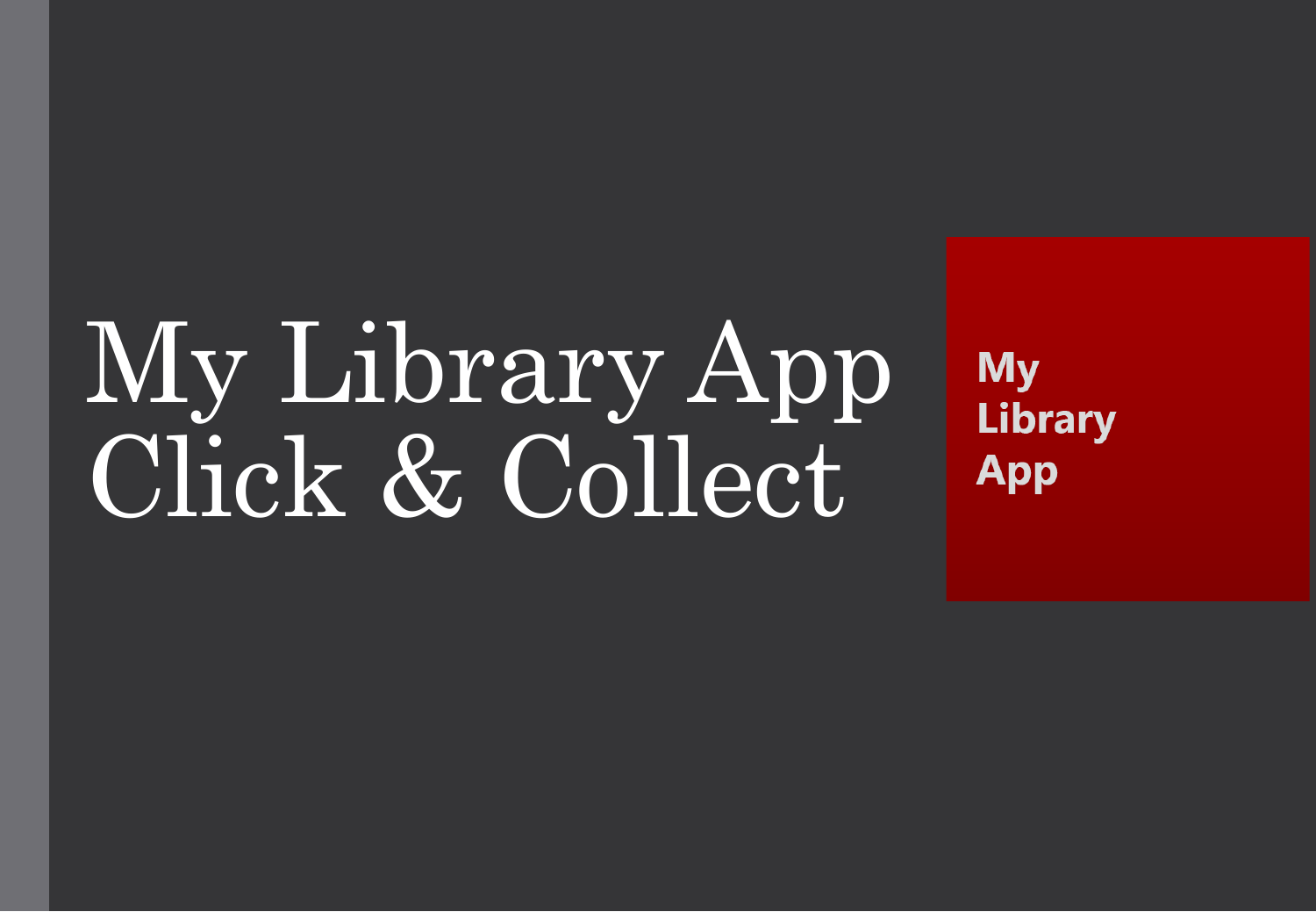# My Library App Click & Collect

My Library App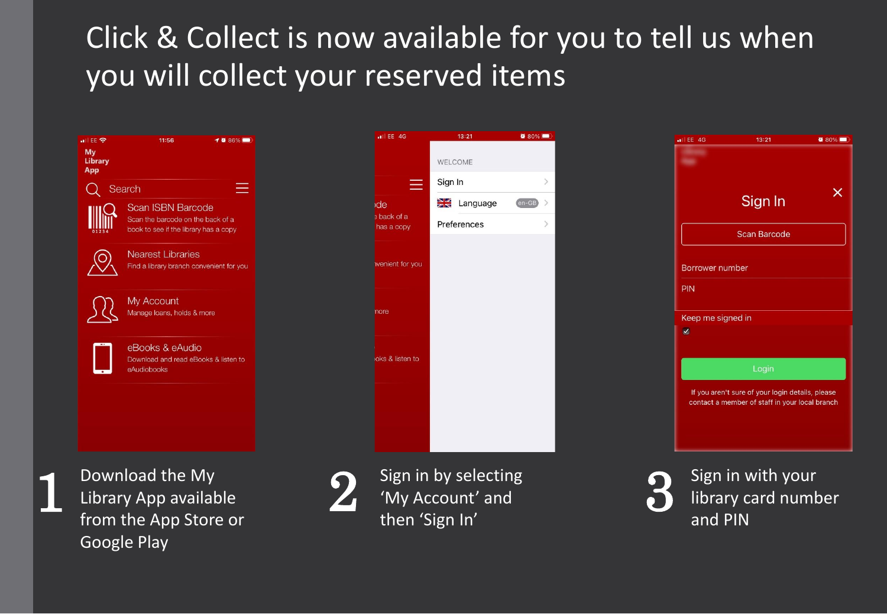# Click & Collect is now available for you to tell us when you will collect your reserved items

**1** Download the My Library App available from the App Store or Google Play

**2** Sign in by selecting 'My Account' and then 'Sign In'

**3** Sign in with your library card number and PIN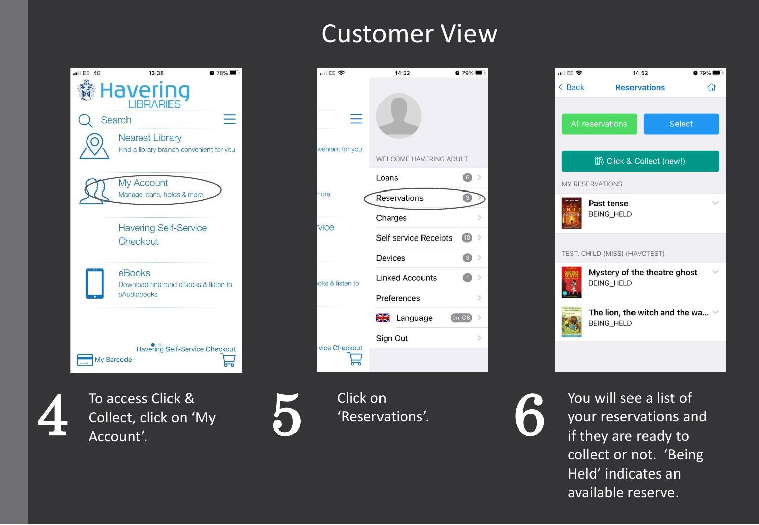# Customer View

**4** To access Click & Collect, click on 'My Account'.

**5** Click on 'Reservations'.

**6** You will see a list of your reservations and if they are ready to collect or not. 'Being Held' indicates an available reserve.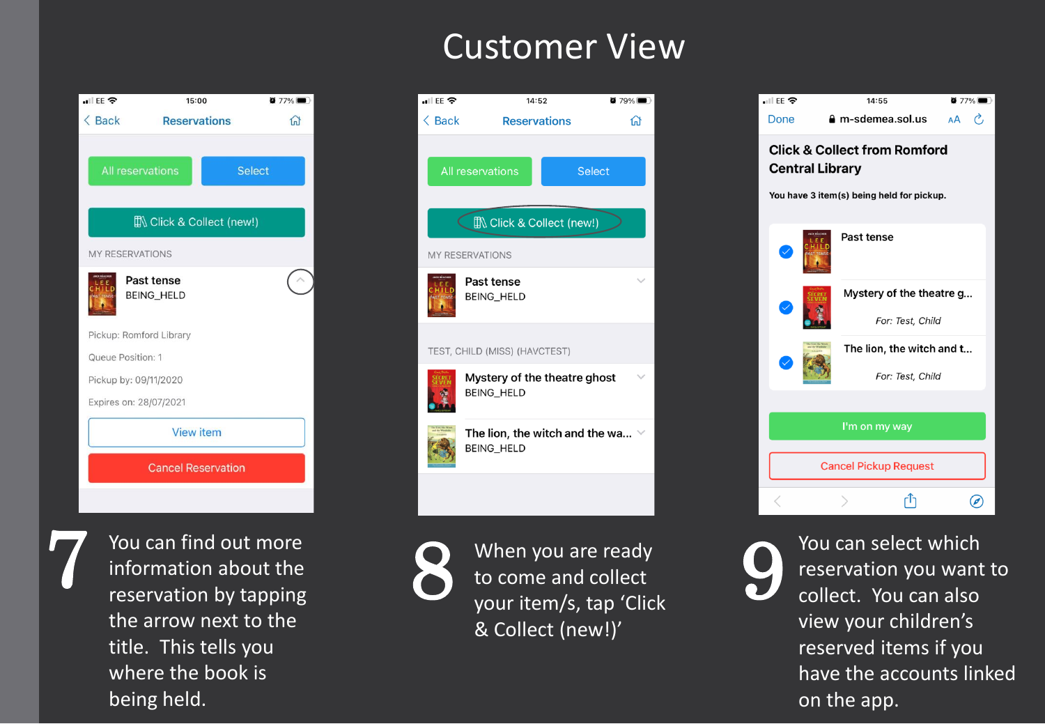# Customer View

**7** You can find out more information about the reservation by tapping the arrow next to the title. This tells you where the book is being held.

**8** When you are ready to come and collect your item/s, tap 'Click & Collect (new!)'

**9** You can select which reservation you want to collect. You can also view your children's reserved items if you have the accounts linked on the app.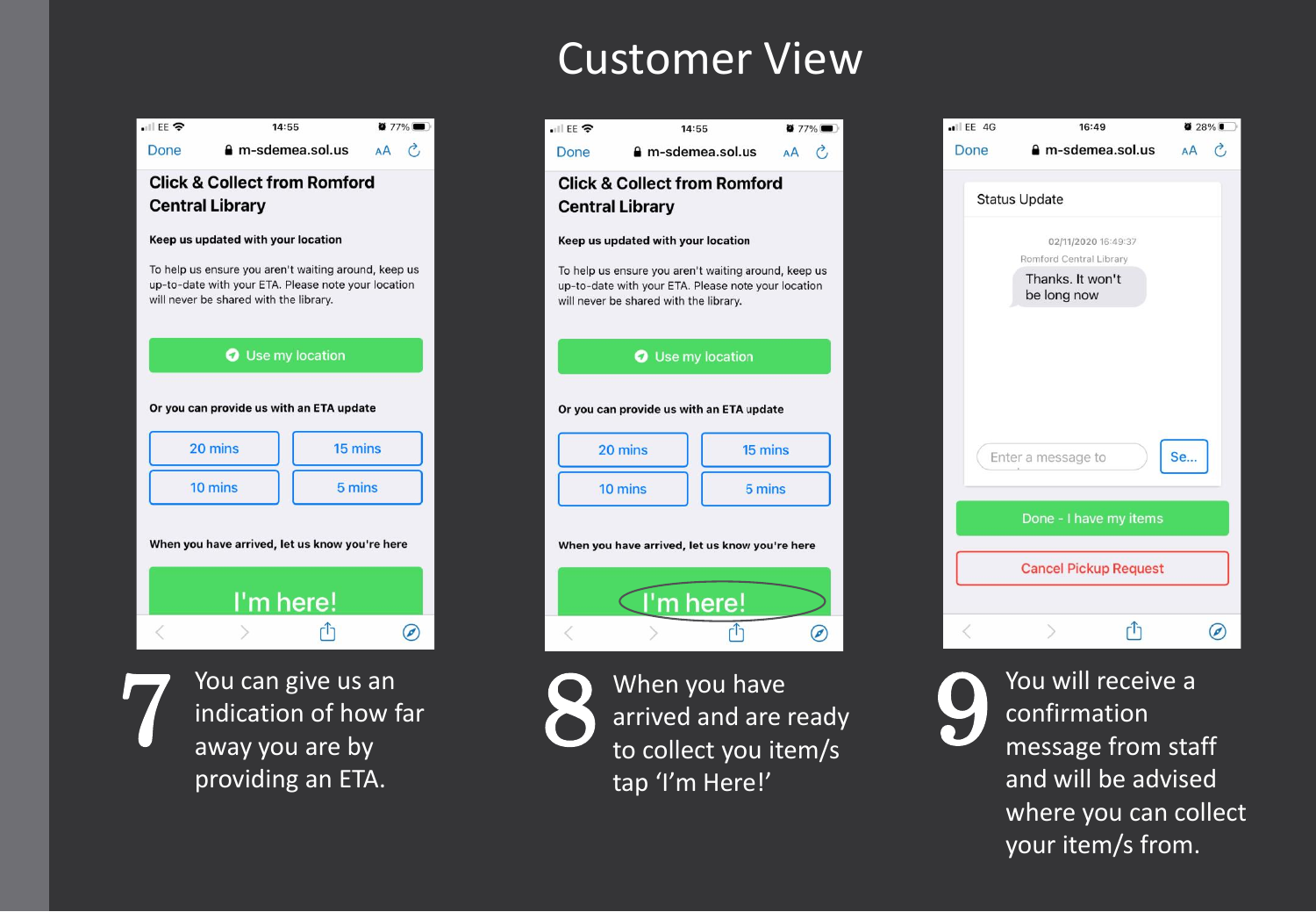# Customer View

**7** You can give us an indication of how far away you are by providing an ETA.

**8** When you have arrived and are ready to collect you item/s tap 'I'm Here!'

**9** You will receive a confirmation message from staff and will be advised where you can collect your item/s from.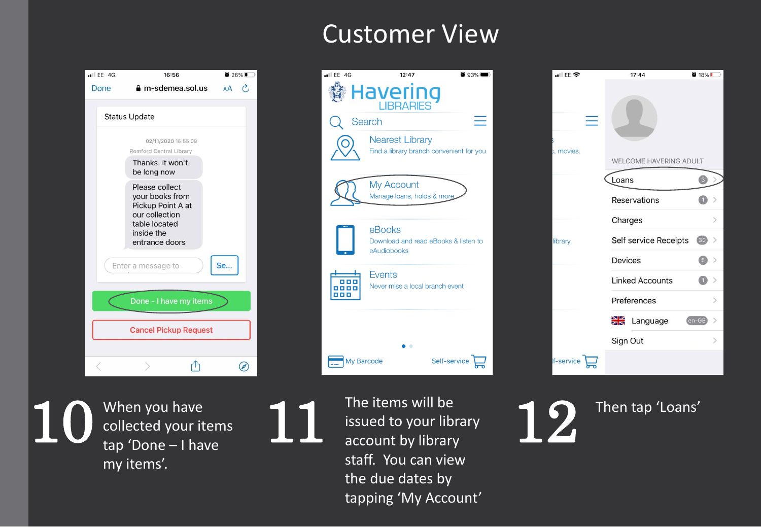# Customer View

**10** When you have collected your items tap ‘Done – I have my items’.

**11** The items will be issued to your library account by library staff. You can view the due dates by tapping ‘My Account’

**12** Then tap ‘Loans’